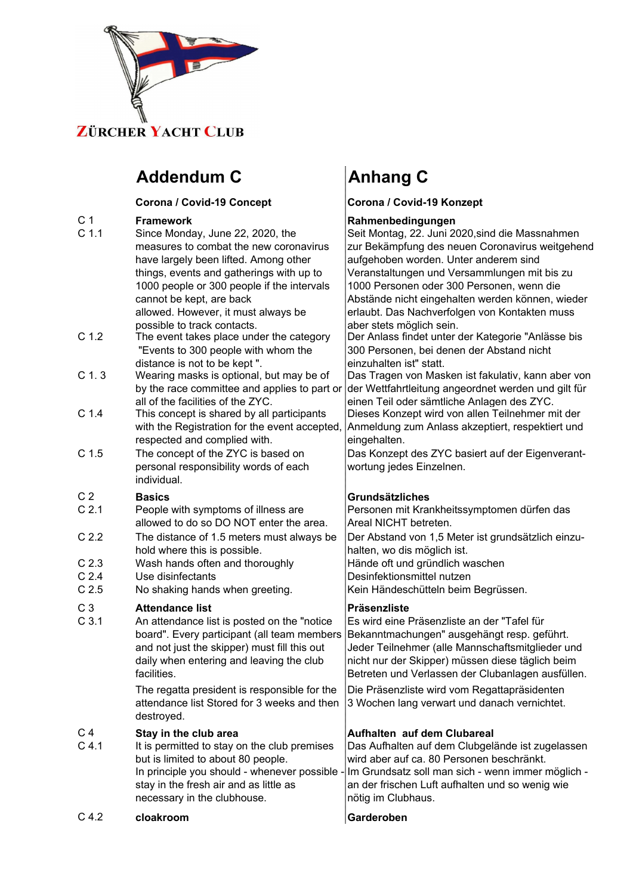ZÜRCHER YACHT CLUB

| | # Addendum C | # Anhang C |
|---|---|---|
| | **Corona / Covid-19 Concept** | **Corona / Covid-19 Konzept** |
| C 1 | **Framework** | **Rahmenbedingungen** |
| C 1.1 | Since Monday, June 22, 2020, the measures to combat the new coronavirus have largely been lifted. Among other things, events and gatherings with up to 1000 people or 300 people if the intervals cannot be kept, are back allowed. However, it must always be possible to track contacts. | Seit Montag, 22. Juni 2020,sind die Massnahmen zur Bekämpfung des neuen Coronavirus weitgehend aufgehoben worden. Unter anderem sind Veranstaltungen und Versammlungen mit bis zu 1000 Personen oder 300 Personen, wenn die Abstände nicht eingehalten werden können, wieder erlaubt. Das Nachverfolgen von Kontakten muss aber stets möglich sein. |
| C 1.2 | The event takes place under the category "Events to 300 people with whom the distance is not to be kept ". | Der Anlass findet unter der Kategorie "Anlässe bis 300 Personen, bei denen der Abstand nicht einzuhalten ist" statt. |
| C 1. 3 | Wearing masks is optional, but may be of by the race committee and applies to part or all of the facilities of the ZYC. | Das Tragen von Masken ist fakulativ, kann aber von der Wettfahrtleitung angeordnet werden und gilt für einen Teil oder sämtliche Anlagen des ZYC. |
| C 1.4 | This concept is shared by all participants with the Registration for the event accepted, respected and complied with. | Dieses Konzept wird von allen Teilnehmer mit der Anmeldung zum Anlass akzeptiert, respektiert und eingehalten. |
| C 1.5 | The concept of the ZYC is based on personal responsibility words of each individual. | Das Konzept des ZYC basiert auf der Eigenverant-wortung jedes Einzelnen. |
| C 2 | **Basics** | **Grundsätzliches** |
| C 2.1 | People with symptoms of illness are allowed to do so DO NOT enter the area. | Personen mit Krankheitssymptomen dürfen das Areal NICHT betreten. |
| C 2.2 | The distance of 1.5 meters must always be hold where this is possible. | Der Abstand von 1,5 Meter ist grundsätzlich einzu-halten, wo dis möglich ist. |
| C 2.3 | Wash hands often and thoroughly | Hände oft und gründlich waschen |
| C 2.4 | Use disinfectants | Desinfektionsmittel nutzen |
| C 2.5 | No shaking hands when greeting. | Kein Händeschütteln beim Begrüssen. |
| C 3 | **Attendance list** | **Präsenzliste** |
| C 3.1 | An attendance list is posted on the "notice board". Every participant (all team members and not just the skipper) must fill this out daily when entering and leaving the club facilities. | Es wird eine Präsenzliste an der "Tafel für Bekanntmachungen" ausgehängt resp. geführt. Jeder Teilnehmer (alle Mannschaftsmitglieder und nicht nur der Skipper) müssen diese täglich beim Betreten und Verlassen der Clubanlagen ausfüllen. |
| | The regatta president is responsible for the attendance list Stored for 3 weeks and then destroyed. | Die Präsenzliste wird vom Regattapräsidenten 3 Wochen lang verwart und danach vernichtet. |
| C 4 | **Stay in the club area** | **Aufhalten auf dem Clubareal** |
| C 4.1 | It is permitted to stay on the club premises but is limited to about 80 people. In principle you should - whenever possible - stay in the fresh air and as little as necessary in the clubhouse. | Das Aufhalten auf dem Clubgelände ist zugelassen wird aber auf ca. 80 Personen beschränkt. Im Grundsatz soll man sich - wenn immer möglich - an der frischen Luft aufhalten und so wenig wie nötig im Clubhaus. |
| C 4.2 | **cloakroom** | **Garderoben** |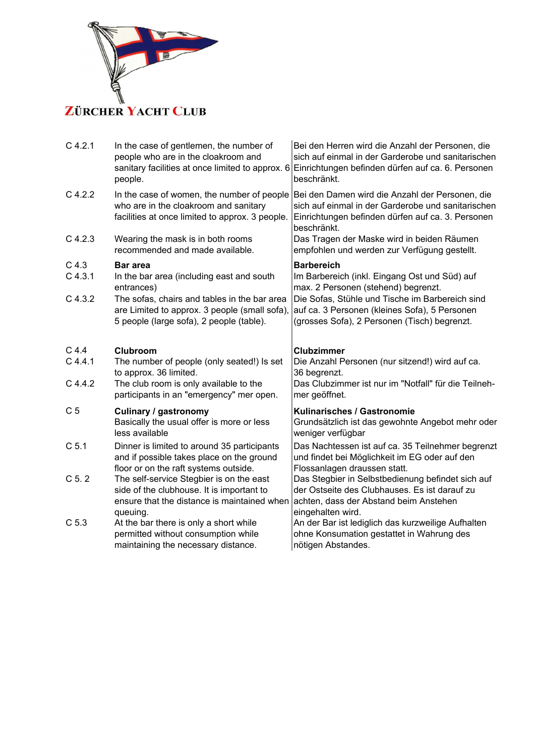ZÜRCHER YACHT CLUB

| | | |
|---|---|---|
| C 4.2.1 | In the case of gentlemen, the number of people who are in the cloakroom and sanitary facilities at once limited to approx. 6 people. | Bei den Herren wird die Anzahl der Personen, die sich auf einmal in der Garderobe und sanitarischen Einrichtungen befinden dürfen auf ca. 6. Personen beschränkt. |
| C 4.2.2 | In the case of women, the number of people who are in the cloakroom and sanitary facilities at once limited to approx. 3 people. | Bei den Damen wird die Anzahl der Personen, die sich auf einmal in der Garderobe und sanitarischen Einrichtungen befinden dürfen auf ca. 3. Personen beschränkt. |
| C 4.2.3 | Wearing the mask is in both rooms recommended and made available. | Das Tragen der Maske wird in beiden Räumen empfohlen und werden zur Verfügung gestellt. |
| C 4.3 | **Bar area** | **Barbereich** |
| C 4.3.1 | In the bar area (including east and south entrances) | Im Barbereich (inkl. Eingang Ost und Süd) auf max. 2 Personen (stehend) begrenzt. |
| C 4.3.2 | The sofas, chairs and tables in the bar area are Limited to approx. 3 people (small sofa), 5 people (large sofa), 2 people (table). | Die Sofas, Stühle und Tische im Barbereich sind auf ca. 3 Personen (kleines Sofa), 5 Personen (grosses Sofa), 2 Personen (Tisch) begrenzt. |
| C 4.4 | **Clubroom** | **Clubzimmer** |
| C 4.4.1 | The number of people (only seated!) Is set to approx. 36 limited. | Die Anzahl Personen (nur sitzend!) wird auf ca. 36 begrenzt. |
| C 4.4.2 | The club room is only available to the participants in an "emergency" mer open. | Das Clubzimmer ist nur im "Notfall" für die Teilneh-mer geöffnet. |
| C 5 | **Culinary / gastronomy** Basically the usual offer is more or less less available | **Kulinarisches / Gastronomie** Grundsätzlich ist das gewohnte Angebot mehr oder weniger verfügbar |
| C 5.1 | Dinner is limited to around 35 participants and if possible takes place on the ground floor or on the raft systems outside. | Das Nachtessen ist auf ca. 35 Teilnehmer begrenzt und findet bei Möglichkeit im EG oder auf den Flossanlagen draussen statt. |
| C 5. 2 | The self-service Stegbier is on the east side of the clubhouse. It is important to ensure that the distance is maintained when queuing. | Das Stegbier in Selbstbedienung befindet sich auf der Ostseite des Clubhauses. Es ist darauf zu achten, dass der Abstand beim Anstehen eingehalten wird. |
| C 5.3 | At the bar there is only a short while permitted without consumption while maintaining the necessary distance. | An der Bar ist lediglich das kurzweilige Aufhalten ohne Konsumation gestattet in Wahrung des nötigen Abstandes. |